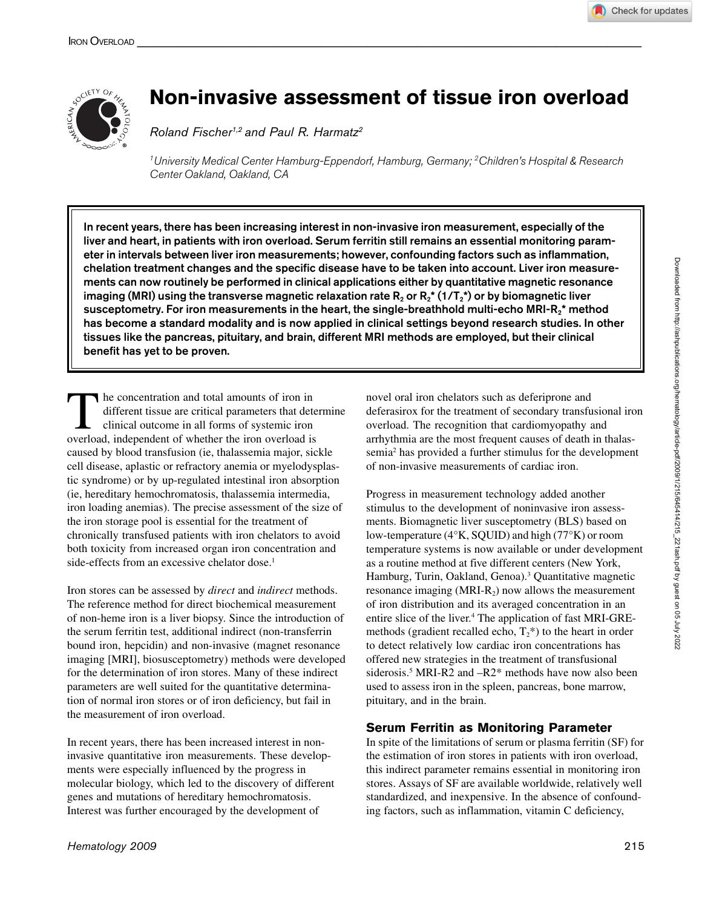# Non-invasive assessment of tissue iron overload

*Roland Fischer[1,2] and Paul R. Harmatz[2]*

[1]*University Medical Center Hamburg-Eppendorf, Hamburg, Germany;* [2]*Children's Hospital & Research Center Oakland, Oakland, CA*

**In recent years, there has been increasing interest in non-invasive iron measurement, especially of the liver and heart, in patients with iron overload. Serum ferritin still remains an essential monitoring parameter in intervals between liver iron measurements; however, confounding factors such as inflammation, chelation treatment changes and the specific disease have to be taken into account. Liver iron measurements can now routinely be performed in clinical applications either by quantitative magnetic resonance imaging (MRI) using the transverse magnetic relaxation rate $R_2$ or $R_2$\* ($1/T_2$\*) or by biomagnetic liver susceptometry. For iron measurements in the heart, the single-breathhold multi-echo MRI-$R_2$\* method has become a standard modality and is now applied in clinical settings beyond research studies. In other tissues like the pancreas, pituitary, and brain, different MRI methods are employed, but their clinical benefit has yet to be proven.**

The concentration and total amounts of iron in different tissue are critical parameters that determine clinical outcome in all forms of systemic iron overload, independent of whether the iron overload is caused by blood transfusion (ie, thalassemia major, sickle cell disease, aplastic or refractory anemia or myelodysplastic syndrome) or by up-regulated intestinal iron absorption (ie, hereditary hemochromatosis, thalassemia intermedia, iron loading anemias). The precise assessment of the size of the iron storage pool is essential for the treatment of chronically transfused patients with iron chelators to avoid both toxicity from increased organ iron concentration and side-effects from an excessive chelator dose.[1]

Iron stores can be assessed by *direct* and *indirect* methods. The reference method for direct biochemical measurement of non-heme iron is a liver biopsy. Since the introduction of the serum ferritin test, additional indirect (non-transferrin bound iron, hepcidin) and non-invasive (magnet resonance imaging [MRI], biosusceptometry) methods were developed for the determination of iron stores. Many of these indirect parameters are well suited for the quantitative determination of normal iron stores or of iron deficiency, but fail in the measurement of iron overload.

In recent years, there has been increased interest in non-invasive quantitative iron measurements. These developments were especially influenced by the progress in molecular biology, which led to the discovery of different genes and mutations of hereditary hemochromatosis. Interest was further encouraged by the development of novel oral iron chelators such as deferiprone and deferasirox for the treatment of secondary transfusional iron overload. The recognition that cardiomyopathy and arrhythmia are the most frequent causes of death in thalassemia[2] has provided a further stimulus for the development of non-invasive measurements of cardiac iron.

Progress in measurement technology added another stimulus to the development of noninvasive iron assessments. Biomagnetic liver susceptometry (BLS) based on low-temperature (4°K, SQUID) and high (77°K) or room temperature systems is now available or under development as a routine method at five different centers (New York, Hamburg, Turin, Oakland, Genoa).[3] Quantitative magnetic resonance imaging (MRI-$R_2$) now allows the measurement of iron distribution and its averaged concentration in an entire slice of the liver.[4] The application of fast MRI-GRE-methods (gradient recalled echo, $T_2$\*) to the heart in order to detect relatively low cardiac iron concentrations has offered new strategies in the treatment of transfusional siderosis.[5] MRI-R2 and –R2\* methods have now also been used to assess iron in the spleen, pancreas, bone marrow, pituitary, and in the brain.

## Serum Ferritin as Monitoring Parameter

In spite of the limitations of serum or plasma ferritin (SF) for the estimation of iron stores in patients with iron overload, this indirect parameter remains essential in monitoring iron stores. Assays of SF are available worldwide, relatively well standardized, and inexpensive. In the absence of confounding factors, such as inflammation, vitamin C deficiency,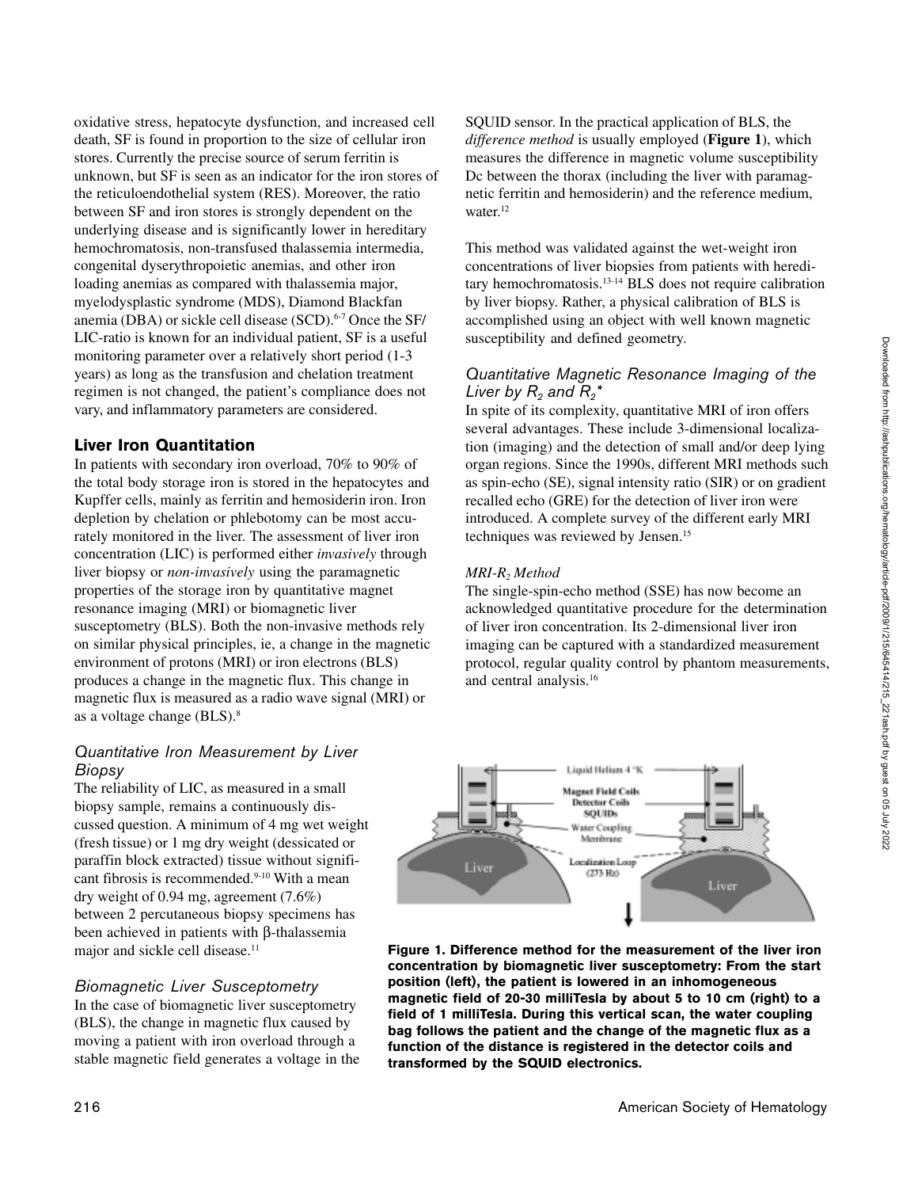oxidative stress, hepatocyte dysfunction, and increased cell death, SF is found in proportion to the size of cellular iron stores. Currently the precise source of serum ferritin is unknown, but SF is seen as an indicator for the iron stores of the reticuloendothelial system (RES). Moreover, the ratio between SF and iron stores is strongly dependent on the underlying disease and is significantly lower in hereditary hemochromatosis, non-transfused thalassemia intermedia, congenital dyserythropoietic anemias, and other iron loading anemias as compared with thalassemia major, myelodysplastic syndrome (MDS), Diamond Blackfan anemia (DBA) or sickle cell disease (SCD).[6-7] Once the SF/LIC-ratio is known for an individual patient, SF is a useful monitoring parameter over a relatively short period (1-3 years) as long as the transfusion and chelation treatment regimen is not changed, the patient's compliance does not vary, and inflammatory parameters are considered.

## Liver Iron Quantitation

In patients with secondary iron overload, 70% to 90% of the total body storage iron is stored in the hepatocytes and Kupffer cells, mainly as ferritin and hemosiderin iron. Iron depletion by chelation or phlebotomy can be most accurately monitored in the liver. The assessment of liver iron concentration (LIC) is performed either *invasively* through liver biopsy or *non-invasively* using the paramagnetic properties of the storage iron by quantitative magnet resonance imaging (MRI) or biomagnetic liver susceptometry (BLS). Both the non-invasive methods rely on similar physical principles, ie, a change in the magnetic environment of protons (MRI) or iron electrons (BLS) produces a change in the magnetic flux. This change in magnetic flux is measured as a radio wave signal (MRI) or as a voltage change (BLS).[8]

### *Quantitative Iron Measurement by Liver Biopsy*

The reliability of LIC, as measured in a small biopsy sample, remains a continuously discussed question. A minimum of 4 mg wet weight (fresh tissue) or 1 mg dry weight (dessicated or paraffin block extracted) tissue without significant fibrosis is recommended.[9-10] With a mean dry weight of 0.94 mg, agreement (7.6%) between 2 percutaneous biopsy specimens has been achieved in patients with β-thalassemia major and sickle cell disease.[11]

### *Biomagnetic Liver Susceptometry*

In the case of biomagnetic liver susceptometry (BLS), the change in magnetic flux caused by moving a patient with iron overload through a stable magnetic field generates a voltage in the SQUID sensor. In the practical application of BLS, the *difference method* is usually employed (**Figure 1**), which measures the difference in magnetic volume susceptibility Dc between the thorax (including the liver with paramagnetic ferritin and hemosiderin) and the reference medium, water.[12]

This method was validated against the wet-weight iron concentrations of liver biopsies from patients with hereditary hemochromatosis.[13-14] BLS does not require calibration by liver biopsy. Rather, a physical calibration of BLS is accomplished using an object with well known magnetic susceptibility and defined geometry.

### *Quantitative Magnetic Resonance Imaging of the Liver by $R_2$ and $R_2$\**

In spite of its complexity, quantitative MRI of iron offers several advantages. These include 3-dimensional localization (imaging) and the detection of small and/or deep lying organ regions. Since the 1990s, different MRI methods such as spin-echo (SE), signal intensity ratio (SIR) or on gradient recalled echo (GRE) for the detection of liver iron were introduced. A complete survey of the different early MRI techniques was reviewed by Jensen.[15]

#### *MRI-$R_2$ Method*

The single-spin-echo method (SSE) has now become an acknowledged quantitative procedure for the determination of liver iron concentration. Its 2-dimensional liver iron imaging can be captured with a standardized measurement protocol, regular quality control by phantom measurements, and central analysis.[16]

**Figure 1. Difference method for the measurement of the liver iron concentration by biomagnetic liver susceptometry: From the start position (left), the patient is lowered in an inhomogeneous magnetic field of 20-30 milliTesla by about 5 to 10 cm (right) to a field of 1 milliTesla. During this vertical scan, the water coupling bag follows the patient and the change of the magnetic flux as a function of the distance is registered in the detector coils and transformed by the SQUID electronics.**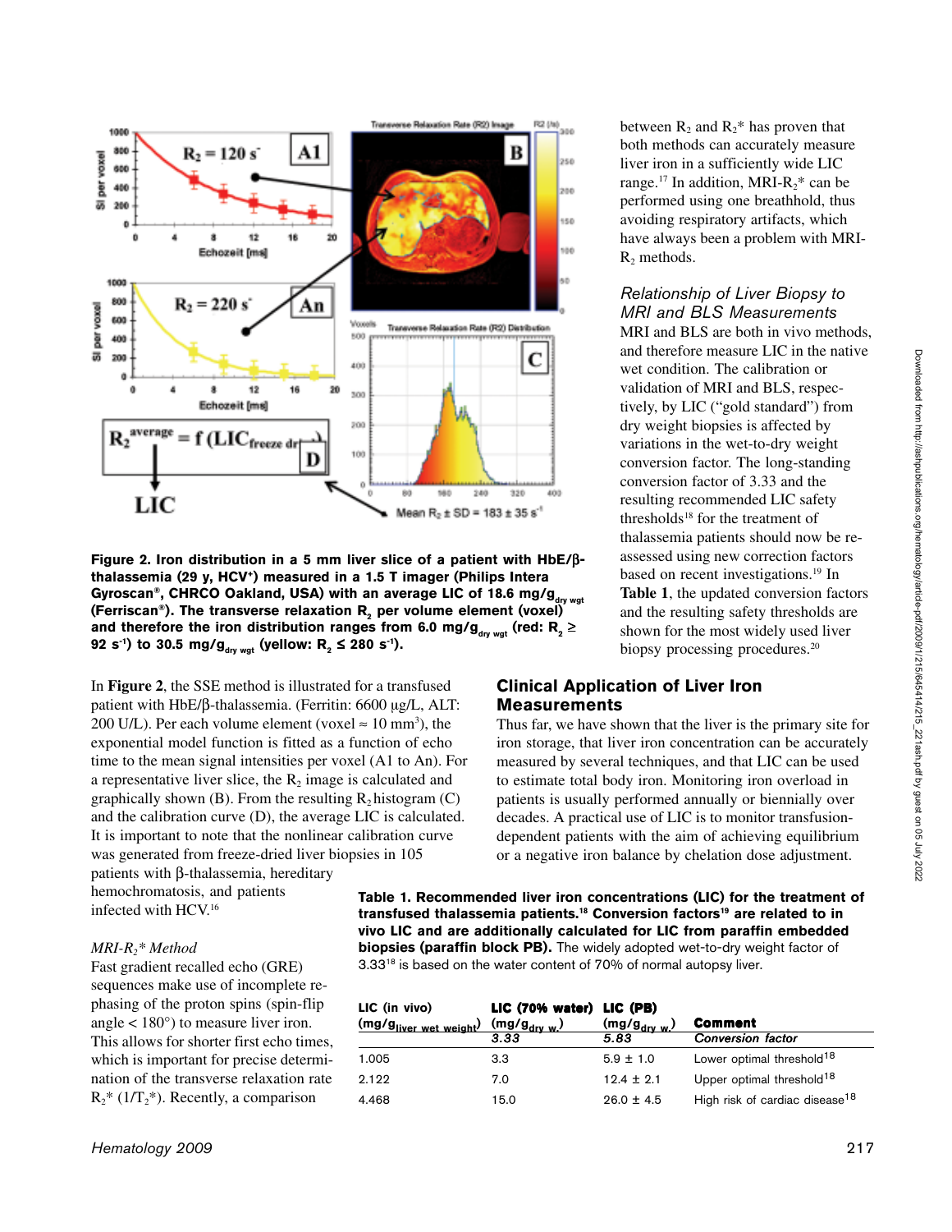**Figure 2. Iron distribution in a 5 mm liver slice of a patient with HbE/β-thalassemia (29 y, HCV⁺) measured in a 1.5 T imager (Philips Intera Gyroscan®, CHRCO Oakland, USA) with an average LIC of 18.6 mg/$g_{dry\ wgt}$ (Ferriscan®). The transverse relaxation $R_2$ per volume element (voxel) and therefore the iron distribution ranges from 6.0 mg/$g_{dry\ wgt}$ (red: $R_2 \geq 92\ s^{-1}$) to 30.5 mg/$g_{dry\ wgt}$ (yellow: $R_2 \leq 280\ s^{-1}$).**

In **Figure 2**, the SSE method is illustrated for a transfused patient with HbE/β-thalassemia. (Ferritin: 6600 μg/L, ALT: 200 U/L). Per each volume element (voxel ≈ 10 $mm^3$), the exponential model function is fitted as a function of echo time to the mean signal intensities per voxel (A1 to An). For a representative liver slice, the $R_2$ image is calculated and graphically shown (B). From the resulting $R_2$ histogram (C) and the calibration curve (D), the average LIC is calculated. It is important to note that the nonlinear calibration curve was generated from freeze-dried liver biopsies in 105 patients with β-thalassemia, hereditary hemochromatosis, and patients infected with HCV.[16]

*MRI-$R_2$\* Method*

Fast gradient recalled echo (GRE) sequences make use of incomplete re-phasing of the proton spins (spin-flip angle < 180°) to measure liver iron. This allows for shorter first echo times, which is important for precise determination of the transverse relaxation rate $R_2^*$ ($1/T_2^*$). Recently, a comparison between $R_2$ and $R_2^*$ has proven that both methods can accurately measure liver iron in a sufficiently wide LIC range.[17] In addition, MRI-$R_2^*$ can be performed using one breathhold, thus avoiding respiratory artifacts, which have always been a problem with MRI-$R_2$ methods.

*Relationship of Liver Biopsy to MRI and BLS Measurements*

MRI and BLS are both in vivo methods, and therefore measure LIC in the native wet condition. The calibration or validation of MRI and BLS, respectively, by LIC ("gold standard") from dry weight biopsies is affected by variations in the wet-to-dry weight conversion factor. The long-standing conversion factor of 3.33 and the resulting recommended LIC safety thresholds[18] for the treatment of thalassemia patients should now be re-assessed using new conversion factors based on recent investigations.[19] In **Table 1**, the updated conversion factors and the resulting safety thresholds are shown for the most widely used liver biopsy processing procedures.[20]

## Clinical Application of Liver Iron Measurements

Thus far, we have shown that the liver is the primary site for iron storage, that liver iron concentration can be accurately measured by several techniques, and that LIC can be used to estimate total body iron. Monitoring iron overload in patients is usually performed annually or biennially over decades. A practical use of LIC is to monitor transfusion-dependent patients with the aim of achieving equilibrium or a negative iron balance by chelation dose adjustment.

**Table 1. Recommended liver iron concentrations (LIC) for the treatment of transfused thalassemia patients.[18] Conversion factors[19] are related to in vivo LIC and are additionally calculated for LIC from paraffin embedded biopsies (paraffin block PB).** The widely adopted wet-to-dry weight factor of 3.33[18] is based on the water content of 70% of normal autopsy liver.

| LIC (in vivo) (mg/$g_{liver\ wet\ weight}$) | LIC (70% water) (mg/$g_{dry\ w.}$) | LIC (PB) (mg/$g_{dry\ w.}$) | Comment |
|---|---|---|---|
| | *3.33* | *5.83* | *Conversion factor* |
| 1.005 | 3.3 | 5.9 ± 1.0 | Lower optimal threshold[18] |
| 2.122 | 7.0 | 12.4 ± 2.1 | Upper optimal threshold[18] |
| 4.468 | 15.0 | 26.0 ± 4.5 | High risk of cardiac disease[18] |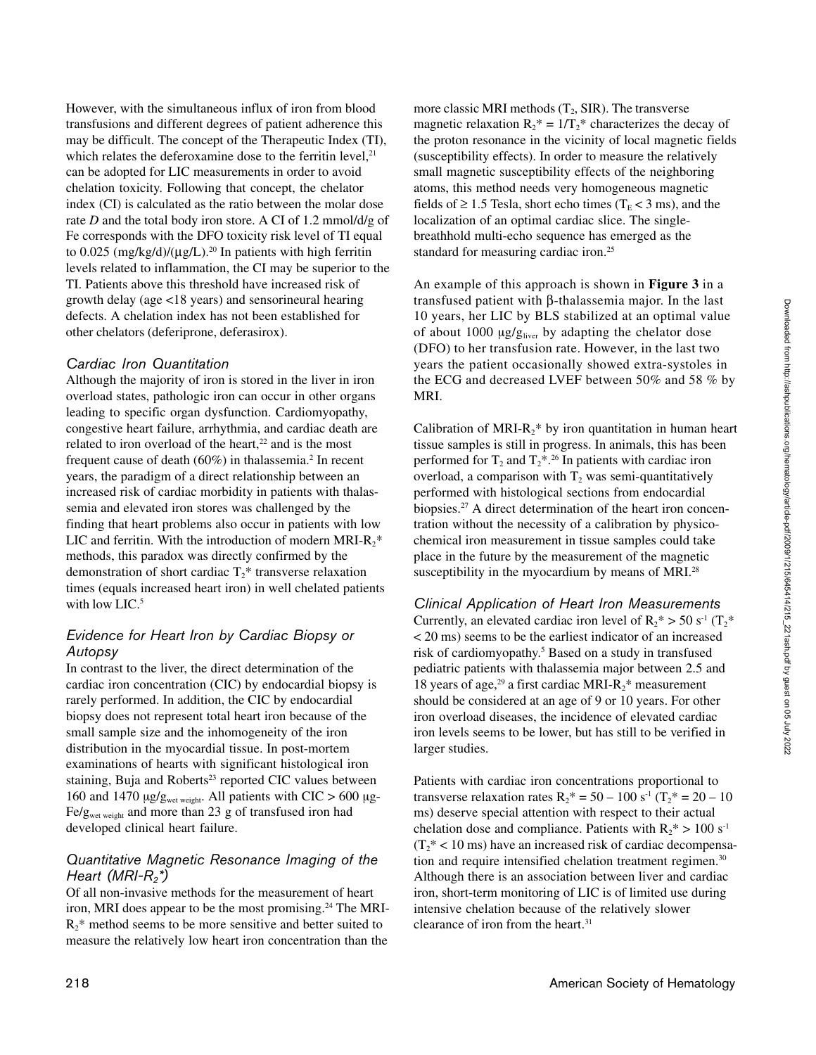However, with the simultaneous influx of iron from blood transfusions and different degrees of patient adherence this may be difficult. The concept of the Therapeutic Index (TI), which relates the deferoxamine dose to the ferritin level,[21] can be adopted for LIC measurements in order to avoid chelation toxicity. Following that concept, the chelator index (CI) is calculated as the ratio between the molar dose rate $D$ and the total body iron store. A CI of 1.2 mmol/d/g of Fe corresponds with the DFO toxicity risk level of TI equal to 0.025 (mg/kg/d)/(µg/L).[20] In patients with high ferritin levels related to inflammation, the CI may be superior to the TI. Patients above this threshold have increased risk of growth delay (age <18 years) and sensorineural hearing defects. A chelation index has not been established for other chelators (deferiprone, deferasirox).

### *Cardiac Iron Quantitation*

Although the majority of iron is stored in the liver in iron overload states, pathologic iron can occur in other organs leading to specific organ dysfunction. Cardiomyopathy, congestive heart failure, arrhythmia, and cardiac death are related to iron overload of the heart,[22] and is the most frequent cause of death (60%) in thalassemia.[2] In recent years, the paradigm of a direct relationship between an increased risk of cardiac morbidity in patients with thalassemia and elevated iron stores was challenged by the finding that heart problems also occur in patients with low LIC and ferritin. With the introduction of modern MRI-$R_2$* methods, this paradox was directly confirmed by the demonstration of short cardiac $T_2$* transverse relaxation times (equals increased heart iron) in well chelated patients with low LIC.[5]

### *Evidence for Heart Iron by Cardiac Biopsy or Autopsy*

In contrast to the liver, the direct determination of the cardiac iron concentration (CIC) by endocardial biopsy is rarely performed. In addition, the CIC by endocardial biopsy does not represent total heart iron because of the small sample size and the inhomogeneity of the iron distribution in the myocardial tissue. In post-mortem examinations of hearts with significant histological iron staining, Buja and Roberts[23] reported CIC values between 160 and 1470 $\mu g/g_{wet\ weight}$. All patients with CIC > 600 $\mu g\text{-}Fe/g_{wet\ weight}$ and more than 23 g of transfused iron had developed clinical heart failure.

### *Quantitative Magnetic Resonance Imaging of the Heart (MRI-$R_2$\*)*

Of all non-invasive methods for the measurement of heart iron, MRI does appear to be the most promising.[24] The MRI-$R_2$* method seems to be more sensitive and better suited to measure the relatively low heart iron concentration than the more classic MRI methods ($T_2$, SIR). The transverse magnetic relaxation $R_2^* = 1/T_2^*$ characterizes the decay of the proton resonance in the vicinity of local magnetic fields (susceptibility effects). In order to measure the relatively small magnetic susceptibility effects of the neighboring atoms, this method needs very homogeneous magnetic fields of ≥ 1.5 Tesla, short echo times ($T_E$ < 3 ms), and the localization of an optimal cardiac slice. The single-breathhold multi-echo sequence has emerged as the standard for measuring cardiac iron.[25]

An example of this approach is shown in **Figure 3** in a transfused patient with β-thalassemia major. In the last 10 years, her LIC by BLS stabilized at an optimal value of about 1000 $\mu g/g_{liver}$ by adapting the chelator dose (DFO) to her transfusion rate. However, in the last two years the patient occasionally showed extra-systoles in the ECG and decreased LVEF between 50% and 58 % by MRI.

Calibration of MRI-$R_2$* by iron quantitation in human heart tissue samples is still in progress. In animals, this has been performed for $T_2$ and $T_2$*.[26] In patients with cardiac iron overload, a comparison with $T_2$ was semi-quantitatively performed with histological sections from endocardial biopsies.[27] A direct determination of the heart iron concentration without the necessity of a calibration by physicochemical iron measurement in tissue samples could take place in the future by the measurement of the magnetic susceptibility in the myocardium by means of MRI.[28]

### *Clinical Application of Heart Iron Measurements*

Currently, an elevated cardiac iron level of $R_2^* > 50\ s^{-1}$ ($T_2^* < 20$ ms) seems to be the earliest indicator of an increased risk of cardiomyopathy.[5] Based on a study in transfused pediatric patients with thalassemia major between 2.5 and 18 years of age,[29] a first cardiac MRI-$R_2$* measurement should be considered at an age of 9 or 10 years. For other iron overload diseases, the incidence of elevated cardiac iron levels seems to be lower, but has still to be verified in larger studies.

Patients with cardiac iron concentrations proportional to transverse relaxation rates $R_2^* = 50 - 100\ s^{-1}$ ($T_2^* = 20 - 10$ ms) deserve special attention with respect to their actual chelation dose and compliance. Patients with $R_2^* > 100\ s^{-1}$ ($T_2^* < 10$ ms) have an increased risk of cardiac decompensation and require intensified chelation treatment regimen.[30] Although there is an association between liver and cardiac iron, short-term monitoring of LIC is of limited use during intensive chelation because of the relatively slower clearance of iron from the heart.[31]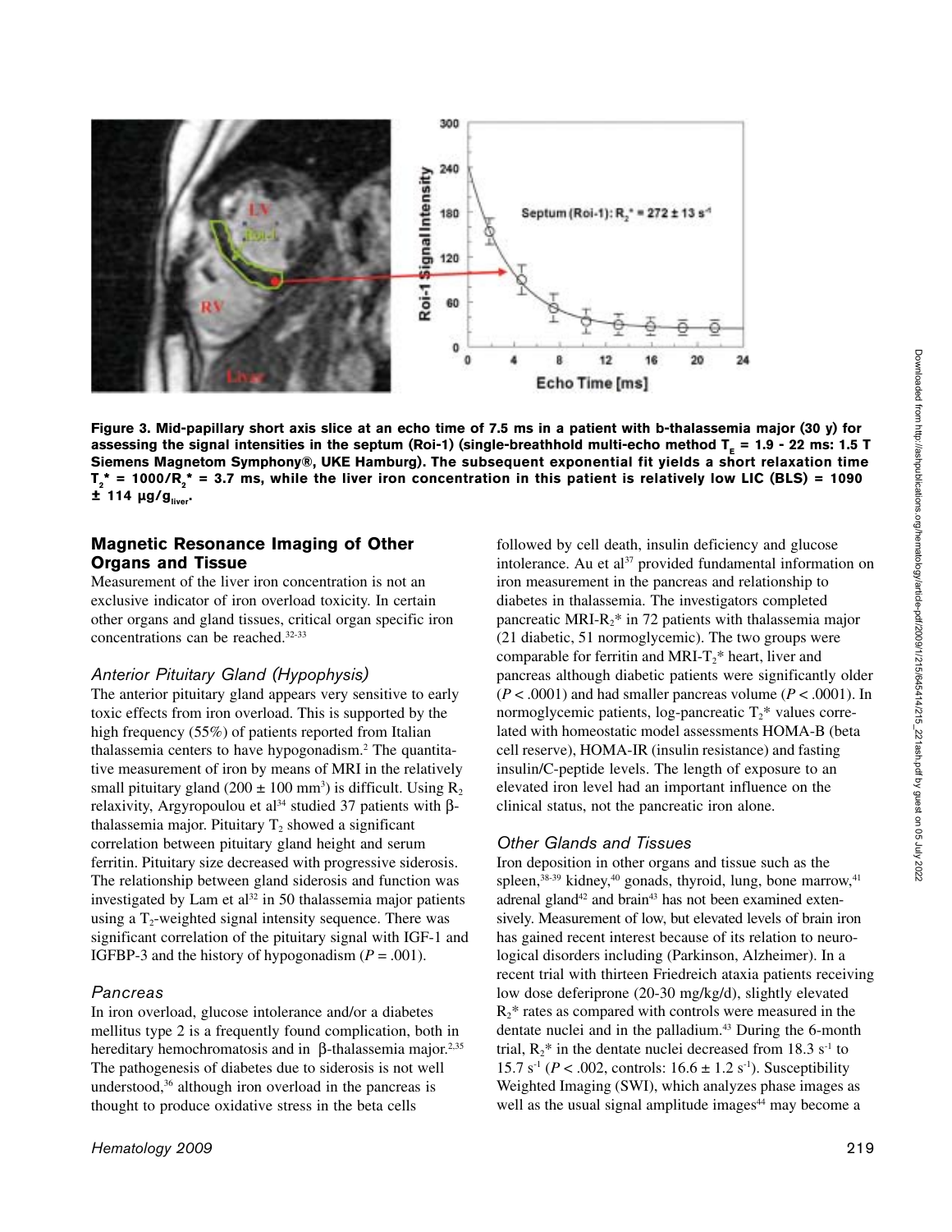Figure 3. Mid-papillary short axis slice at an echo time of 7.5 ms in a patient with b-thalassemia major (30 y) for assessing the signal intensities in the septum (Roi-1) (single-breathhold multi-echo method $T_E$ = 1.9 - 22 ms: 1.5 T Siemens Magnetom Symphony®, UKE Hamburg). The subsequent exponential fit yields a short relaxation time $T_2^* = 1000/R_2^*$ = 3.7 ms, while the liver iron concentration in this patient is relatively low LIC (BLS) = 1090 ± 114 μg/$g_{liver}$.

## Magnetic Resonance Imaging of Other Organs and Tissue

Measurement of the liver iron concentration is not an exclusive indicator of iron overload toxicity. In certain other organs and gland tissues, critical organ specific iron concentrations can be reached.[32-33]

### *Anterior Pituitary Gland (Hypophysis)*

The anterior pituitary gland appears very sensitive to early toxic effects from iron overload. This is supported by the high frequency (55%) of patients reported from Italian thalassemia centers to have hypogonadism.[2] The quantitative measurement of iron by means of MRI in the relatively small pituitary gland (200 ± 100 $mm^3$) is difficult. Using $R_2$ relaxivity, Argyropoulou et al[34] studied 37 patients with β-thalassemia major. Pituitary $T_2$ showed a significant correlation between pituitary gland height and serum ferritin. Pituitary size decreased with progressive siderosis. The relationship between gland siderosis and function was investigated by Lam et al[32] in 50 thalassemia major patients using a $T_2$-weighted signal intensity sequence. There was significant correlation of the pituitary signal with IGF-1 and IGFBP-3 and the history of hypogonadism ($P$ = .001).

### *Pancreas*

In iron overload, glucose intolerance and/or a diabetes mellitus type 2 is a frequently found complication, both in hereditary hemochromatosis and in β-thalassemia major.[2,35] The pathogenesis of diabetes due to siderosis is not well understood,[36] although iron overload in the pancreas is thought to produce oxidative stress in the beta cells followed by cell death, insulin deficiency and glucose intolerance. Au et al[37] provided fundamental information on iron measurement in the pancreas and relationship to diabetes in thalassemia. The investigators completed pancreatic MRI-$R_2$* in 72 patients with thalassemia major (21 diabetic, 51 normoglycemic). The two groups were comparable for ferritin and MRI-$T_2$* heart, liver and pancreas although diabetic patients were significantly older ($P$ < .0001) and had smaller pancreas volume ($P$ < .0001). In normoglycemic patients, log-pancreatic $T_2$* values correlated with homeostatic model assessments HOMA-B (beta cell reserve), HOMA-IR (insulin resistance) and fasting insulin/C-peptide levels. The length of exposure to an elevated iron level had an important influence on the clinical status, not the pancreatic iron alone.

### *Other Glands and Tissues*

Iron deposition in other organs and tissue such as the spleen,[38-39] kidney,[40] gonads, thyroid, lung, bone marrow,[41] adrenal gland[42] and brain[43] has not been examined extensively. Measurement of low, but elevated levels of brain iron has gained recent interest because of its relation to neurological disorders including (Parkinson, Alzheimer). In a recent trial with thirteen Friedreich ataxia patients receiving low dose deferiprone (20-30 mg/kg/d), slightly elevated $R_2$* rates as compared with controls were measured in the dentate nuclei and in the palladium.[43] During the 6-month trial, $R_2$* in the dentate nuclei decreased from 18.3 $s^{-1}$ to 15.7 $s^{-1}$ ($P$ < .002, controls: 16.6 ± 1.2 $s^{-1}$). Susceptibility Weighted Imaging (SWI), which analyzes phase images as well as the usual signal amplitude images[44] may become a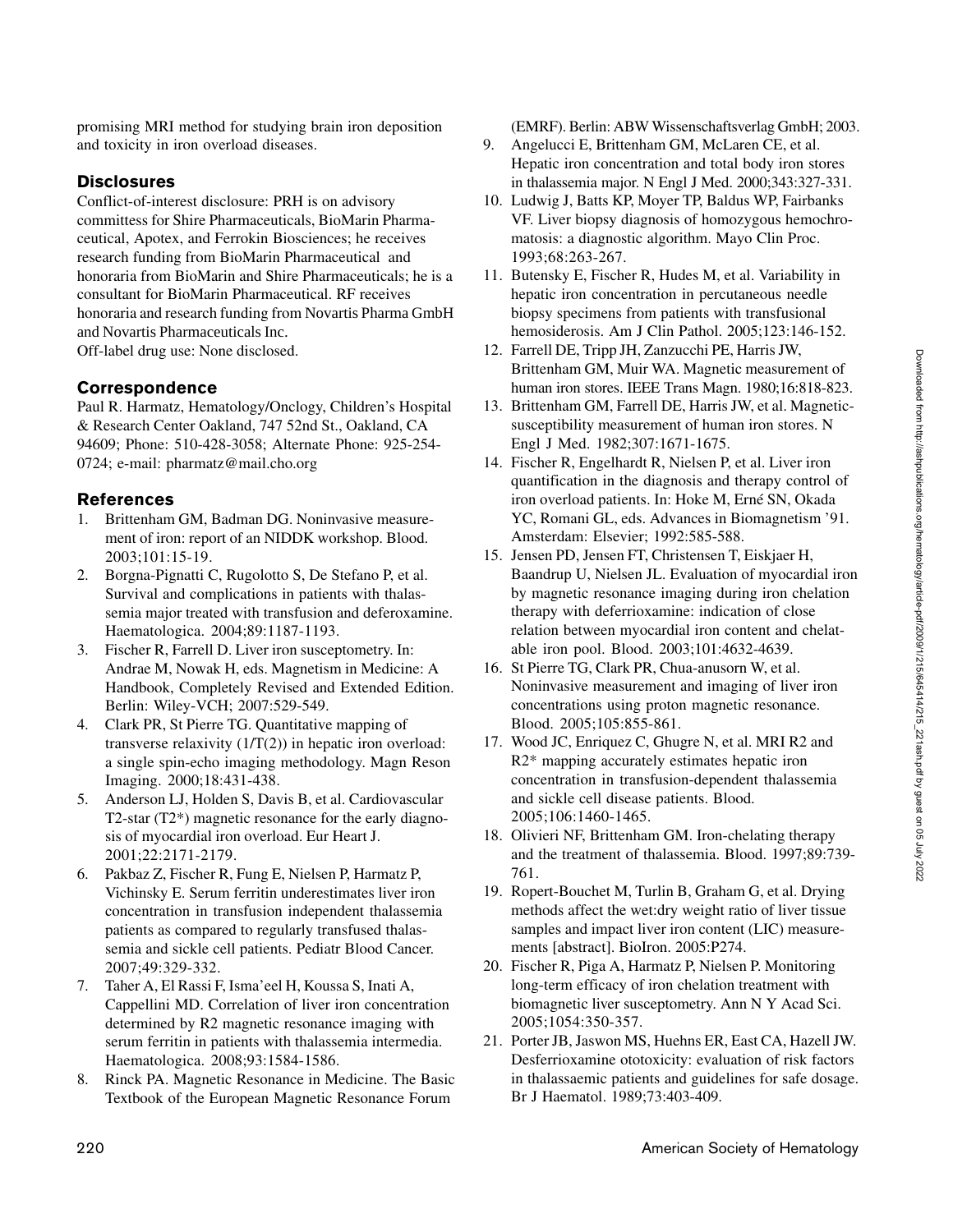promising MRI method for studying brain iron deposition and toxicity in iron overload diseases.

## Disclosures

Conflict-of-interest disclosure: PRH is on advisory committess for Shire Pharmaceuticals, BioMarin Pharmaceutical, Apotex, and Ferrokin Biosciences; he receives research funding from BioMarin Pharmaceutical and honoraria from BioMarin and Shire Pharmaceuticals; he is a consultant for BioMarin Pharmaceutical. RF receives honoraria and research funding from Novartis Pharma GmbH and Novartis Pharmaceuticals Inc.
Off-label drug use: None disclosed.

## Correspondence

Paul R. Harmatz, Hematology/Onclogy, Children's Hospital & Research Center Oakland, 747 52nd St., Oakland, CA 94609; Phone: 510-428-3058; Alternate Phone: 925-254-0724; e-mail: pharmatz@mail.cho.org

## References

1. Brittenham GM, Badman DG. Noninvasive measurement of iron: report of an NIDDK workshop. Blood. 2003;101:15-19.
2. Borgna-Pignatti C, Rugolotto S, De Stefano P, et al. Survival and complications in patients with thalassemia major treated with transfusion and deferoxamine. Haematologica. 2004;89:1187-1193.
3. Fischer R, Farrell D. Liver iron susceptometry. In: Andrae M, Nowak H, eds. Magnetism in Medicine: A Handbook, Completely Revised and Extended Edition. Berlin: Wiley-VCH; 2007:529-549.
4. Clark PR, St Pierre TG. Quantitative mapping of transverse relaxivity (1/T(2)) in hepatic iron overload: a single spin-echo imaging methodology. Magn Reson Imaging. 2000;18:431-438.
5. Anderson LJ, Holden S, Davis B, et al. Cardiovascular T2-star (T2*) magnetic resonance for the early diagnosis of myocardial iron overload. Eur Heart J. 2001;22:2171-2179.
6. Pakbaz Z, Fischer R, Fung E, Nielsen P, Harmatz P, Vichinsky E. Serum ferritin underestimates liver iron concentration in transfusion independent thalassemia patients as compared to regularly transfused thalassemia and sickle cell patients. Pediatr Blood Cancer. 2007;49:329-332.
7. Taher A, El Rassi F, Isma'eel H, Koussa S, Inati A, Cappellini MD. Correlation of liver iron concentration determined by R2 magnetic resonance imaging with serum ferritin in patients with thalassemia intermedia. Haematologica. 2008;93:1584-1586.
8. Rinck PA. Magnetic Resonance in Medicine. The Basic Textbook of the European Magnetic Resonance Forum (EMRF). Berlin: ABW Wissenschaftsverlag GmbH; 2003.
9. Angelucci E, Brittenham GM, McLaren CE, et al. Hepatic iron concentration and total body iron stores in thalassemia major. N Engl J Med. 2000;343:327-331.
10. Ludwig J, Batts KP, Moyer TP, Baldus WP, Fairbanks VF. Liver biopsy diagnosis of homozygous hemochromatosis: a diagnostic algorithm. Mayo Clin Proc. 1993;68:263-267.
11. Butensky E, Fischer R, Hudes M, et al. Variability in hepatic iron concentration in percutaneous needle biopsy specimens from patients with transfusional hemosiderosis. Am J Clin Pathol. 2005;123:146-152.
12. Farrell DE, Tripp JH, Zanzucchi PE, Harris JW, Brittenham GM, Muir WA. Magnetic measurement of human iron stores. IEEE Trans Magn. 1980;16:818-823.
13. Brittenham GM, Farrell DE, Harris JW, et al. Magnetic-susceptibility measurement of human iron stores. N Engl J Med. 1982;307:1671-1675.
14. Fischer R, Engelhardt R, Nielsen P, et al. Liver iron quantification in the diagnosis and therapy control of iron overload patients. In: Hoke M, Erné SN, Okada YC, Romani GL, eds. Advances in Biomagnetism '91. Amsterdam: Elsevier; 1992:585-588.
15. Jensen PD, Jensen FT, Christensen T, Eiskjaer H, Baandrup U, Nielsen JL. Evaluation of myocardial iron by magnetic resonance imaging during iron chelation therapy with deferrioxamine: indication of close relation between myocardial iron content and chelatable iron pool. Blood. 2003;101:4632-4639.
16. St Pierre TG, Clark PR, Chua-anusorn W, et al. Noninvasive measurement and imaging of liver iron concentrations using proton magnetic resonance. Blood. 2005;105:855-861.
17. Wood JC, Enriquez C, Ghugre N, et al. MRI R2 and R2* mapping accurately estimates hepatic iron concentration in transfusion-dependent thalassemia and sickle cell disease patients. Blood. 2005;106:1460-1465.
18. Olivieri NF, Brittenham GM. Iron-chelating therapy and the treatment of thalassemia. Blood. 1997;89:739-761.
19. Ropert-Bouchet M, Turlin B, Graham G, et al. Drying methods affect the wet:dry weight ratio of liver tissue samples and impact liver iron content (LIC) measurements [abstract]. BioIron. 2005:P274.
20. Fischer R, Piga A, Harmatz P, Nielsen P. Monitoring long-term efficacy of iron chelation treatment with biomagnetic liver susceptometry. Ann N Y Acad Sci. 2005;1054:350-357.
21. Porter JB, Jaswon MS, Huehns ER, East CA, Hazell JW. Desferrioxamine ototoxicity: evaluation of risk factors in thalassaemic patients and guidelines for safe dosage. Br J Haematol. 1989;73:403-409.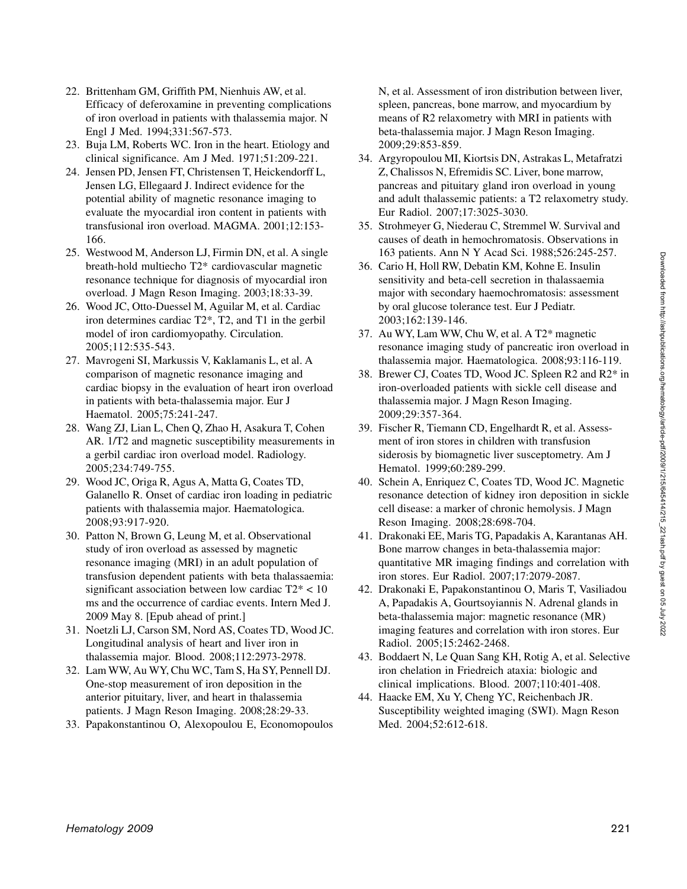22. Brittenham GM, Griffith PM, Nienhuis AW, et al. Efficacy of deferoxamine in preventing complications of iron overload in patients with thalassemia major. N Engl J Med. 1994;331:567-573.
23. Buja LM, Roberts WC. Iron in the heart. Etiology and clinical significance. Am J Med. 1971;51:209-221.
24. Jensen PD, Jensen FT, Christensen T, Heickendorff L, Jensen LG, Ellegaard J. Indirect evidence for the potential ability of magnetic resonance imaging to evaluate the myocardial iron content in patients with transfusional iron overload. MAGMA. 2001;12:153-166.
25. Westwood M, Anderson LJ, Firmin DN, et al. A single breath-hold multiecho T2* cardiovascular magnetic resonance technique for diagnosis of myocardial iron overload. J Magn Reson Imaging. 2003;18:33-39.
26. Wood JC, Otto-Duessel M, Aguilar M, et al. Cardiac iron determines cardiac T2*, T2, and T1 in the gerbil model of iron cardiomyopathy. Circulation. 2005;112:535-543.
27. Mavrogeni SI, Markussis V, Kaklamanis L, et al. A comparison of magnetic resonance imaging and cardiac biopsy in the evaluation of heart iron overload in patients with beta-thalassemia major. Eur J Haematol. 2005;75:241-247.
28. Wang ZJ, Lian L, Chen Q, Zhao H, Asakura T, Cohen AR. 1/T2 and magnetic susceptibility measurements in a gerbil cardiac iron overload model. Radiology. 2005;234:749-755.
29. Wood JC, Origa R, Agus A, Matta G, Coates TD, Galanello R. Onset of cardiac iron loading in pediatric patients with thalassemia major. Haematologica. 2008;93:917-920.
30. Patton N, Brown G, Leung M, et al. Observational study of iron overload as assessed by magnetic resonance imaging (MRI) in an adult population of transfusion dependent patients with beta thalassaemia: significant association between low cardiac T2* < 10 ms and the occurrence of cardiac events. Intern Med J. 2009 May 8. [Epub ahead of print.]
31. Noetzli LJ, Carson SM, Nord AS, Coates TD, Wood JC. Longitudinal analysis of heart and liver iron in thalassemia major. Blood. 2008;112:2973-2978.
32. Lam WW, Au WY, Chu WC, Tam S, Ha SY, Pennell DJ. One-stop measurement of iron deposition in the anterior pituitary, liver, and heart in thalassemia patients. J Magn Reson Imaging. 2008;28:29-33.
33. Papakonstantinou O, Alexopoulou E, Economopoulos N, et al. Assessment of iron distribution between liver, spleen, pancreas, bone marrow, and myocardium by means of R2 relaxometry with MRI in patients with beta-thalassemia major. J Magn Reson Imaging. 2009;29:853-859.
34. Argyropoulou MI, Kiortsis DN, Astrakas L, Metafratzi Z, Chalissos N, Efremidis SC. Liver, bone marrow, pancreas and pituitary gland iron overload in young and adult thalassemic patients: a T2 relaxometry study. Eur Radiol. 2007;17:3025-3030.
35. Strohmeyer G, Niederau C, Stremmel W. Survival and causes of death in hemochromatosis. Observations in 163 patients. Ann N Y Acad Sci. 1988;526:245-257.
36. Cario H, Holl RW, Debatin KM, Kohne E. Insulin sensitivity and beta-cell secretion in thalassaemia major with secondary haemochromatosis: assessment by oral glucose tolerance test. Eur J Pediatr. 2003;162:139-146.
37. Au WY, Lam WW, Chu W, et al. A T2* magnetic resonance imaging study of pancreatic iron overload in thalassemia major. Haematologica. 2008;93:116-119.
38. Brewer CJ, Coates TD, Wood JC. Spleen R2 and R2* in iron-overloaded patients with sickle cell disease and thalassemia major. J Magn Reson Imaging. 2009;29:357-364.
39. Fischer R, Tiemann CD, Engelhardt R, et al. Assessment of iron stores in children with transfusion siderosis by biomagnetic liver susceptometry. Am J Hematol. 1999;60:289-299.
40. Schein A, Enriquez C, Coates TD, Wood JC. Magnetic resonance detection of kidney iron deposition in sickle cell disease: a marker of chronic hemolysis. J Magn Reson Imaging. 2008;28:698-704.
41. Drakonaki EE, Maris TG, Papadakis A, Karantanas AH. Bone marrow changes in beta-thalassemia major: quantitative MR imaging findings and correlation with iron stores. Eur Radiol. 2007;17:2079-2087.
42. Drakonaki E, Papakonstantinou O, Maris T, Vasiliadou A, Papadakis A, Gourtsoyiannis N. Adrenal glands in beta-thalassemia major: magnetic resonance (MR) imaging features and correlation with iron stores. Eur Radiol. 2005;15:2462-2468.
43. Boddaert N, Le Quan Sang KH, Rotig A, et al. Selective iron chelation in Friedreich ataxia: biologic and clinical implications. Blood. 2007;110:401-408.
44. Haacke EM, Xu Y, Cheng YC, Reichenbach JR. Susceptibility weighted imaging (SWI). Magn Reson Med. 2004;52:612-618.